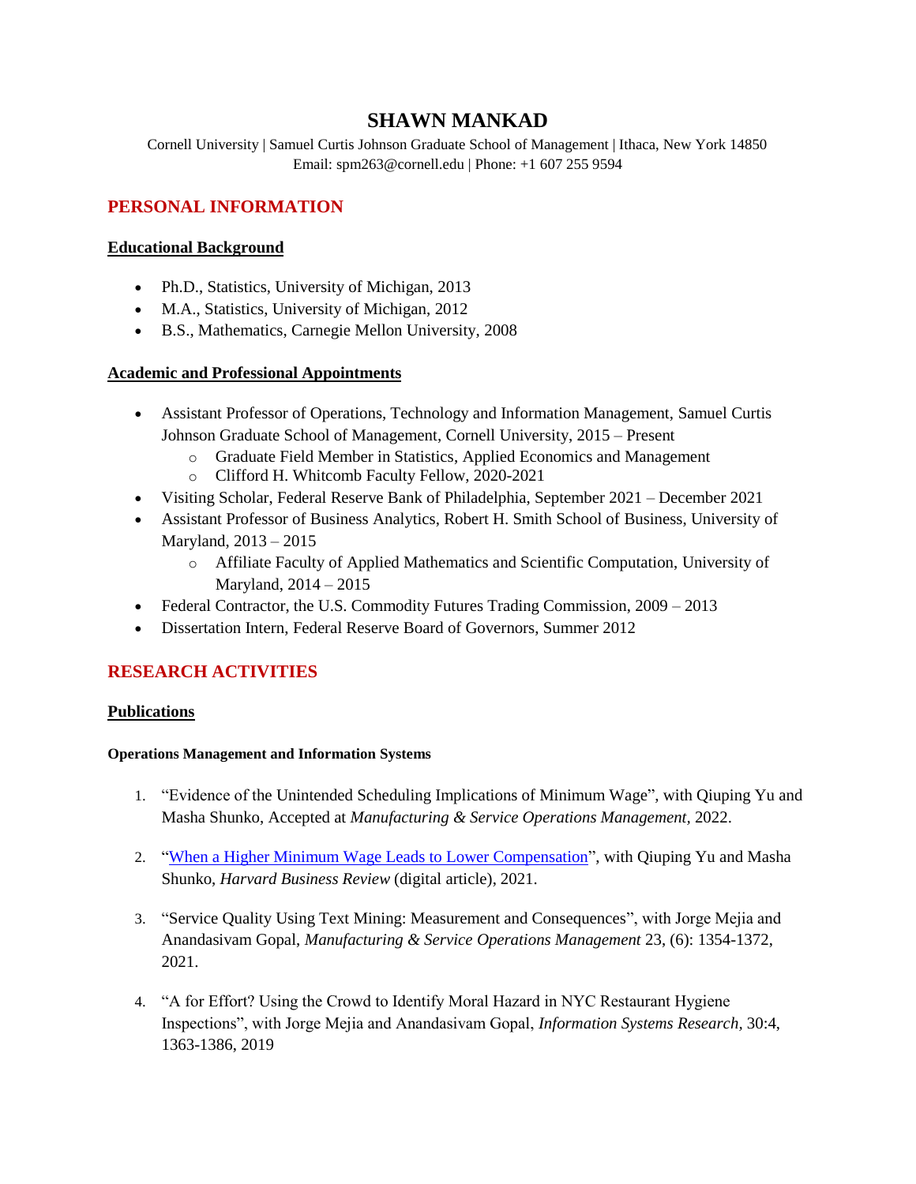# SHAWN MANKAD

Cornell University | Samuel Curtis Johnson Graduate School of Management | Ithaca, New York 14850
Email: spm263@cornell.edu | Phone: +1 607 255 9594

## PERSONAL INFORMATION

### Educational Background

- Ph.D., Statistics, University of Michigan, 2013
- M.A., Statistics, University of Michigan, 2012
- B.S., Mathematics, Carnegie Mellon University, 2008

### Academic and Professional Appointments

- Assistant Professor of Operations, Technology and Information Management, Samuel Curtis Johnson Graduate School of Management, Cornell University, 2015 – Present
  - Graduate Field Member in Statistics, Applied Economics and Management
  - Clifford H. Whitcomb Faculty Fellow, 2020-2021
- Visiting Scholar, Federal Reserve Bank of Philadelphia, September 2021 – December 2021
- Assistant Professor of Business Analytics, Robert H. Smith School of Business, University of Maryland, 2013 – 2015
  - Affiliate Faculty of Applied Mathematics and Scientific Computation, University of Maryland, 2014 – 2015
- Federal Contractor, the U.S. Commodity Futures Trading Commission, 2009 – 2013
- Dissertation Intern, Federal Reserve Board of Governors, Summer 2012

## RESEARCH ACTIVITIES

### Publications

#### Operations Management and Information Systems

1. "Evidence of the Unintended Scheduling Implications of Minimum Wage", with Qiuping Yu and Masha Shunko, Accepted at *Manufacturing & Service Operations Management*, 2022.

2. "When a Higher Minimum Wage Leads to Lower Compensation", with Qiuping Yu and Masha Shunko, *Harvard Business Review* (digital article), 2021.

3. "Service Quality Using Text Mining: Measurement and Consequences", with Jorge Mejia and Anandasivam Gopal, *Manufacturing & Service Operations Management* 23, (6): 1354-1372, 2021.

4. "A for Effort? Using the Crowd to Identify Moral Hazard in NYC Restaurant Hygiene Inspections", with Jorge Mejia and Anandasivam Gopal, *Information Systems Research*, 30:4, 1363-1386, 2019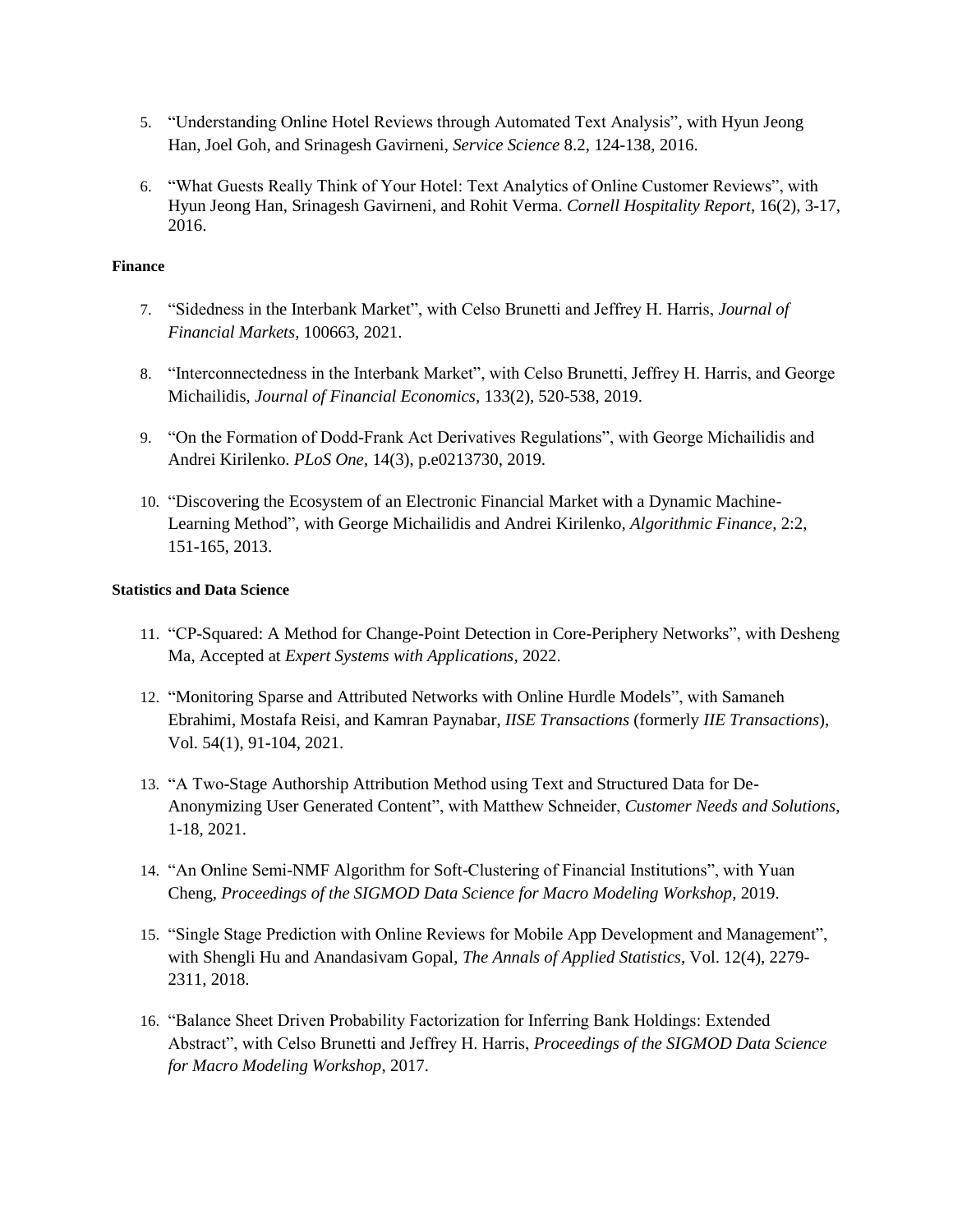5. "Understanding Online Hotel Reviews through Automated Text Analysis", with Hyun Jeong Han, Joel Goh, and Srinagesh Gavirneni, *Service Science* 8.2, 124-138, 2016.

6. "What Guests Really Think of Your Hotel: Text Analytics of Online Customer Reviews", with Hyun Jeong Han, Srinagesh Gavirneni, and Rohit Verma. *Cornell Hospitality Report*, 16(2), 3-17, 2016.

**Finance**

7. "Sidedness in the Interbank Market", with Celso Brunetti and Jeffrey H. Harris, *Journal of Financial Markets*, 100663, 2021.

8. "Interconnectedness in the Interbank Market", with Celso Brunetti, Jeffrey H. Harris, and George Michailidis, *Journal of Financial Economics*, 133(2), 520-538, 2019.

9. "On the Formation of Dodd-Frank Act Derivatives Regulations", with George Michailidis and Andrei Kirilenko. *PLoS One*, 14(3), p.e0213730, 2019.

10. "Discovering the Ecosystem of an Electronic Financial Market with a Dynamic Machine-Learning Method", with George Michailidis and Andrei Kirilenko, *Algorithmic Finance*, 2:2, 151-165, 2013.

**Statistics and Data Science**

11. "CP-Squared: A Method for Change-Point Detection in Core-Periphery Networks", with Desheng Ma, Accepted at *Expert Systems with Applications*, 2022.

12. "Monitoring Sparse and Attributed Networks with Online Hurdle Models", with Samaneh Ebrahimi, Mostafa Reisi, and Kamran Paynabar, *IISE Transactions* (formerly *IIE Transactions*), Vol. 54(1), 91-104, 2021.

13. "A Two-Stage Authorship Attribution Method using Text and Structured Data for De-Anonymizing User Generated Content", with Matthew Schneider, *Customer Needs and Solutions*, 1-18, 2021.

14. "An Online Semi-NMF Algorithm for Soft-Clustering of Financial Institutions", with Yuan Cheng, *Proceedings of the SIGMOD Data Science for Macro Modeling Workshop*, 2019.

15. "Single Stage Prediction with Online Reviews for Mobile App Development and Management", with Shengli Hu and Anandasivam Gopal, *The Annals of Applied Statistics*, Vol. 12(4), 2279-2311, 2018.

16. "Balance Sheet Driven Probability Factorization for Inferring Bank Holdings: Extended Abstract", with Celso Brunetti and Jeffrey H. Harris, *Proceedings of the SIGMOD Data Science for Macro Modeling Workshop*, 2017.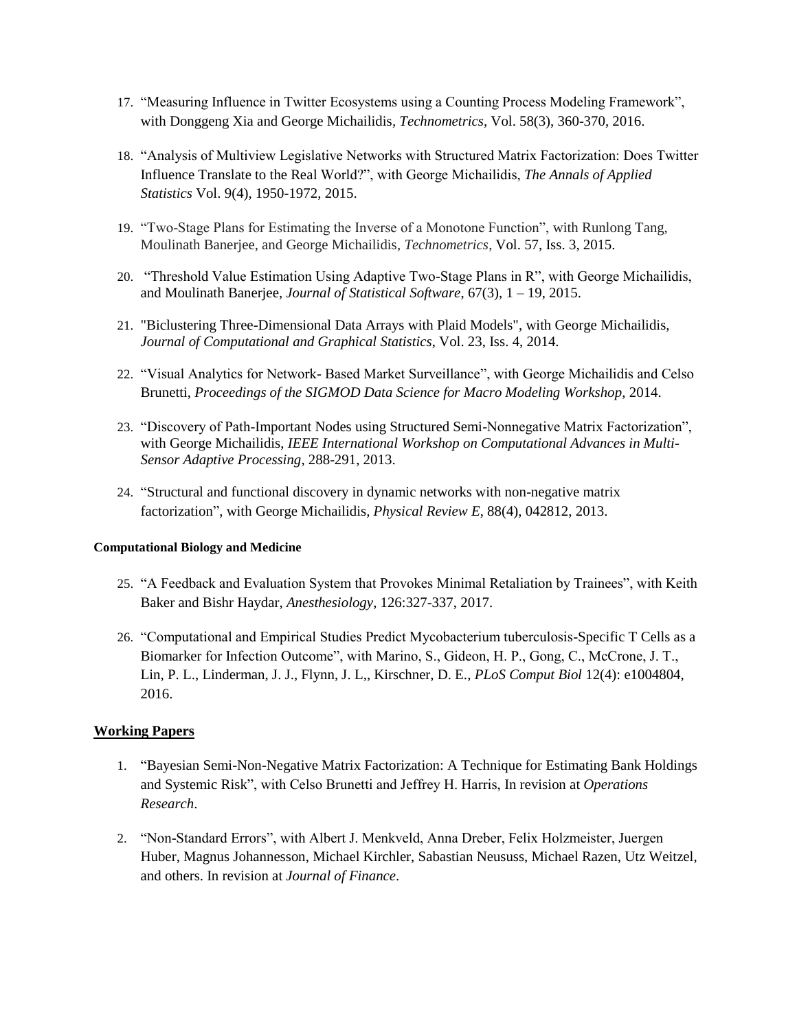17. "Measuring Influence in Twitter Ecosystems using a Counting Process Modeling Framework", with Donggeng Xia and George Michailidis, *Technometrics*, Vol. 58(3), 360-370, 2016.

18. "Analysis of Multiview Legislative Networks with Structured Matrix Factorization: Does Twitter Influence Translate to the Real World?", with George Michailidis, *The Annals of Applied Statistics* Vol. 9(4), 1950-1972, 2015.

19. "Two-Stage Plans for Estimating the Inverse of a Monotone Function", with Runlong Tang, Moulinath Banerjee, and George Michailidis, *Technometrics*, Vol. 57, Iss. 3, 2015.

20. "Threshold Value Estimation Using Adaptive Two-Stage Plans in R", with George Michailidis, and Moulinath Banerjee, *Journal of Statistical Software*, 67(3), 1 – 19, 2015.

21. "Biclustering Three-Dimensional Data Arrays with Plaid Models", with George Michailidis, *Journal of Computational and Graphical Statistics*, Vol. 23, Iss. 4, 2014.

22. "Visual Analytics for Network- Based Market Surveillance", with George Michailidis and Celso Brunetti, *Proceedings of the SIGMOD Data Science for Macro Modeling Workshop*, 2014.

23. "Discovery of Path-Important Nodes using Structured Semi-Nonnegative Matrix Factorization", with George Michailidis, *IEEE International Workshop on Computational Advances in Multi-Sensor Adaptive Processing*, 288-291, 2013.

24. "Structural and functional discovery in dynamic networks with non-negative matrix factorization", with George Michailidis, *Physical Review E*, 88(4), 042812, 2013.

**Computational Biology and Medicine**

25. "A Feedback and Evaluation System that Provokes Minimal Retaliation by Trainees", with Keith Baker and Bishr Haydar, *Anesthesiology*, 126:327-337, 2017.

26. "Computational and Empirical Studies Predict Mycobacterium tuberculosis-Specific T Cells as a Biomarker for Infection Outcome", with Marino, S., Gideon, H. P., Gong, C., McCrone, J. T., Lin, P. L., Linderman, J. J., Flynn, J. L,, Kirschner, D. E., *PLoS Comput Biol* 12(4): e1004804, 2016.

## Working Papers

1. "Bayesian Semi-Non-Negative Matrix Factorization: A Technique for Estimating Bank Holdings and Systemic Risk", with Celso Brunetti and Jeffrey H. Harris, In revision at *Operations Research*.

2. "Non-Standard Errors", with Albert J. Menkveld, Anna Dreber, Felix Holzmeister, Juergen Huber, Magnus Johannesson, Michael Kirchler, Sabastian Neususs, Michael Razen, Utz Weitzel, and others. In revision at *Journal of Finance*.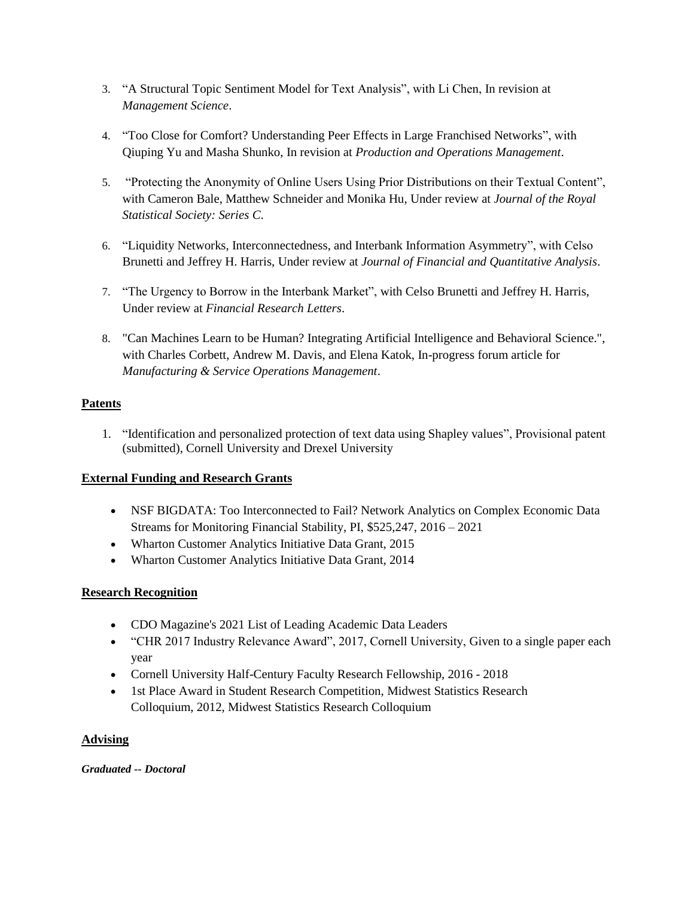3. "A Structural Topic Sentiment Model for Text Analysis", with Li Chen, In revision at *Management Science*.

4. "Too Close for Comfort? Understanding Peer Effects in Large Franchised Networks", with Qiuping Yu and Masha Shunko, In revision at *Production and Operations Management*.

5. "Protecting the Anonymity of Online Users Using Prior Distributions on their Textual Content", with Cameron Bale, Matthew Schneider and Monika Hu, Under review at *Journal of the Royal Statistical Society: Series C*.

6. "Liquidity Networks, Interconnectedness, and Interbank Information Asymmetry", with Celso Brunetti and Jeffrey H. Harris, Under review at *Journal of Financial and Quantitative Analysis*.

7. "The Urgency to Borrow in the Interbank Market", with Celso Brunetti and Jeffrey H. Harris, Under review at *Financial Research Letters*.

8. "Can Machines Learn to be Human? Integrating Artificial Intelligence and Behavioral Science.", with Charles Corbett, Andrew M. Davis, and Elena Katok, In-progress forum article for *Manufacturing & Service Operations Management*.

## Patents

1. "Identification and personalized protection of text data using Shapley values", Provisional patent (submitted), Cornell University and Drexel University

## External Funding and Research Grants

- NSF BIGDATA: Too Interconnected to Fail? Network Analytics on Complex Economic Data Streams for Monitoring Financial Stability, PI, $525,247, 2016 – 2021
- Wharton Customer Analytics Initiative Data Grant, 2015
- Wharton Customer Analytics Initiative Data Grant, 2014

## Research Recognition

- CDO Magazine's 2021 List of Leading Academic Data Leaders
- "CHR 2017 Industry Relevance Award", 2017, Cornell University, Given to a single paper each year
- Cornell University Half-Century Faculty Research Fellowship, 2016 - 2018
- 1st Place Award in Student Research Competition, Midwest Statistics Research Colloquium, 2012, Midwest Statistics Research Colloquium

## Advising

***Graduated -- Doctoral***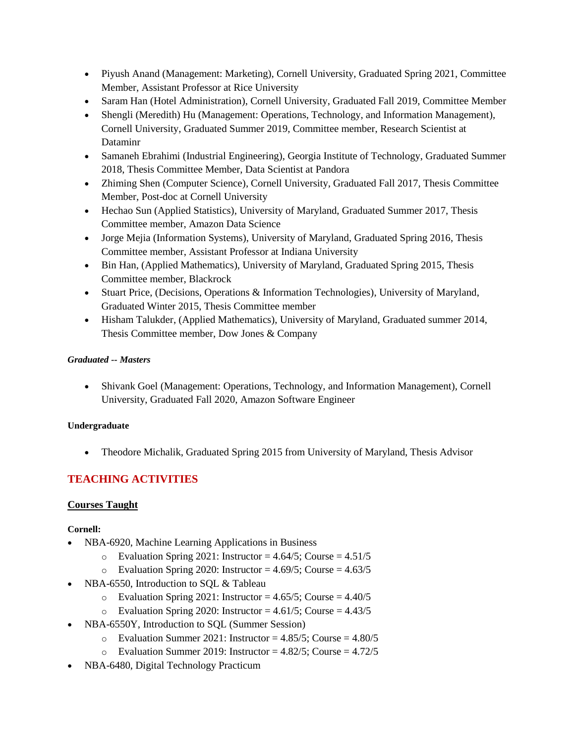- Piyush Anand (Management: Marketing), Cornell University, Graduated Spring 2021, Committee Member, Assistant Professor at Rice University
- Saram Han (Hotel Administration), Cornell University, Graduated Fall 2019, Committee Member
- Shengli (Meredith) Hu (Management: Operations, Technology, and Information Management), Cornell University, Graduated Summer 2019, Committee member, Research Scientist at Dataminr
- Samaneh Ebrahimi (Industrial Engineering), Georgia Institute of Technology, Graduated Summer 2018, Thesis Committee Member, Data Scientist at Pandora
- Zhiming Shen (Computer Science), Cornell University, Graduated Fall 2017, Thesis Committee Member, Post-doc at Cornell University
- Hechao Sun (Applied Statistics), University of Maryland, Graduated Summer 2017, Thesis Committee member, Amazon Data Science
- Jorge Mejia (Information Systems), University of Maryland, Graduated Spring 2016, Thesis Committee member, Assistant Professor at Indiana University
- Bin Han, (Applied Mathematics), University of Maryland, Graduated Spring 2015, Thesis Committee member, Blackrock
- Stuart Price, (Decisions, Operations & Information Technologies), University of Maryland, Graduated Winter 2015, Thesis Committee member
- Hisham Talukder, (Applied Mathematics), University of Maryland, Graduated summer 2014, Thesis Committee member, Dow Jones & Company

***Graduated -- Masters***

- Shivank Goel (Management: Operations, Technology, and Information Management), Cornell University, Graduated Fall 2020, Amazon Software Engineer

**Undergraduate**

- Theodore Michalik, Graduated Spring 2015 from University of Maryland, Thesis Advisor

## TEACHING ACTIVITIES

### Courses Taught

**Cornell:**

- NBA-6920, Machine Learning Applications in Business
  - Evaluation Spring 2021: Instructor = 4.64/5; Course = 4.51/5
  - Evaluation Spring 2020: Instructor = 4.69/5; Course = 4.63/5
- NBA-6550, Introduction to SQL & Tableau
  - Evaluation Spring 2021: Instructor = 4.65/5; Course = 4.40/5
  - Evaluation Spring 2020: Instructor = 4.61/5; Course = 4.43/5
- NBA-6550Y, Introduction to SQL (Summer Session)
  - Evaluation Summer 2021: Instructor = 4.85/5; Course = 4.80/5
  - Evaluation Summer 2019: Instructor = 4.82/5; Course = 4.72/5
- NBA-6480, Digital Technology Practicum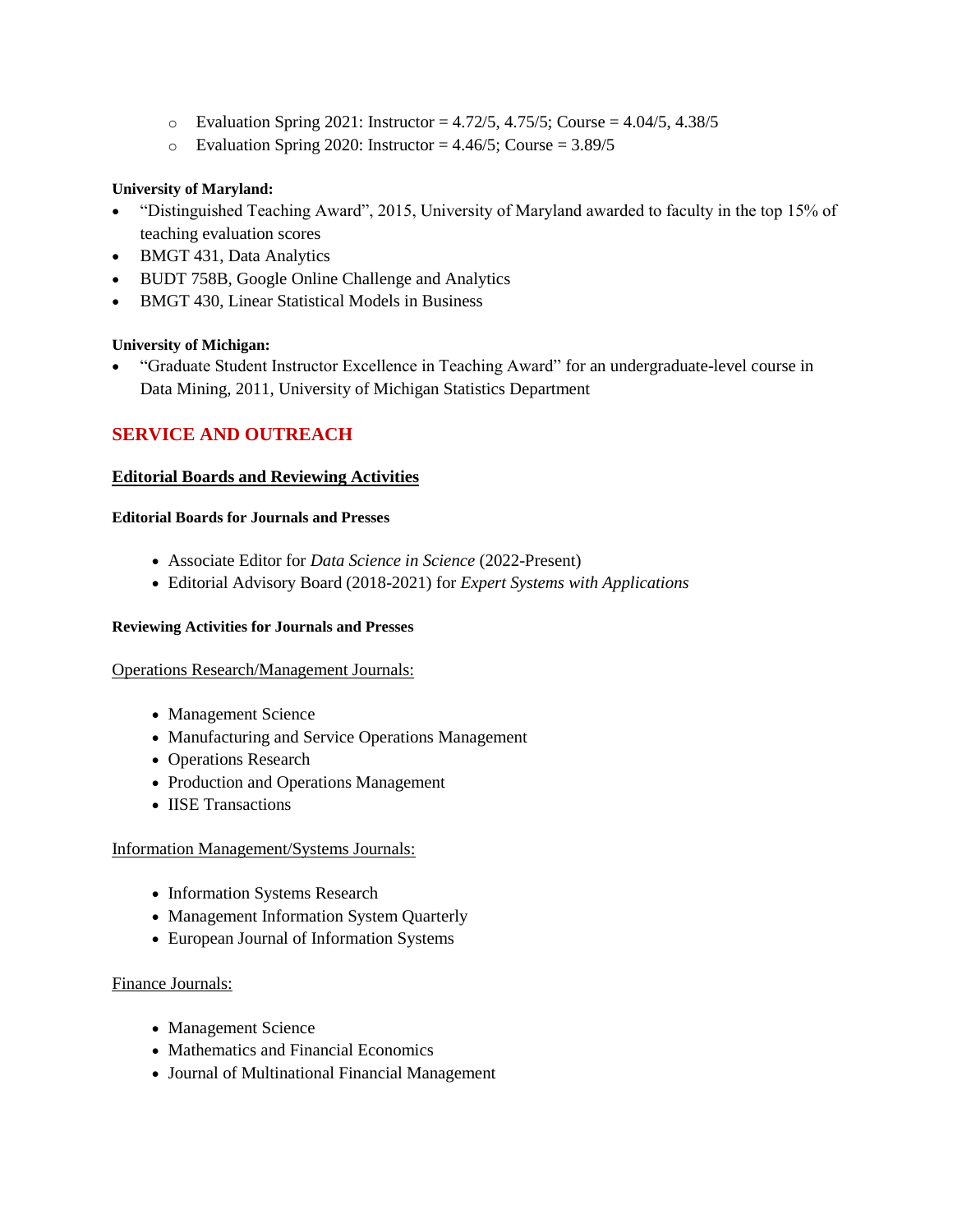- Evaluation Spring 2021: Instructor = 4.72/5, 4.75/5; Course = 4.04/5, 4.38/5
    - Evaluation Spring 2020: Instructor = 4.46/5; Course = 3.89/5

**University of Maryland:**

- "Distinguished Teaching Award", 2015, University of Maryland awarded to faculty in the top 15% of teaching evaluation scores
- BMGT 431, Data Analytics
- BUDT 758B, Google Online Challenge and Analytics
- BMGT 430, Linear Statistical Models in Business

**University of Michigan:**

- "Graduate Student Instructor Excellence in Teaching Award" for an undergraduate-level course in Data Mining, 2011, University of Michigan Statistics Department

## SERVICE AND OUTREACH

### Editorial Boards and Reviewing Activities

#### Editorial Boards for Journals and Presses

- Associate Editor for *Data Science in Science* (2022-Present)
- Editorial Advisory Board (2018-2021) for *Expert Systems with Applications*

#### Reviewing Activities for Journals and Presses

Operations Research/Management Journals:

- Management Science
- Manufacturing and Service Operations Management
- Operations Research
- Production and Operations Management
- IISE Transactions

Information Management/Systems Journals:

- Information Systems Research
- Management Information System Quarterly
- European Journal of Information Systems

Finance Journals:

- Management Science
- Mathematics and Financial Economics
- Journal of Multinational Financial Management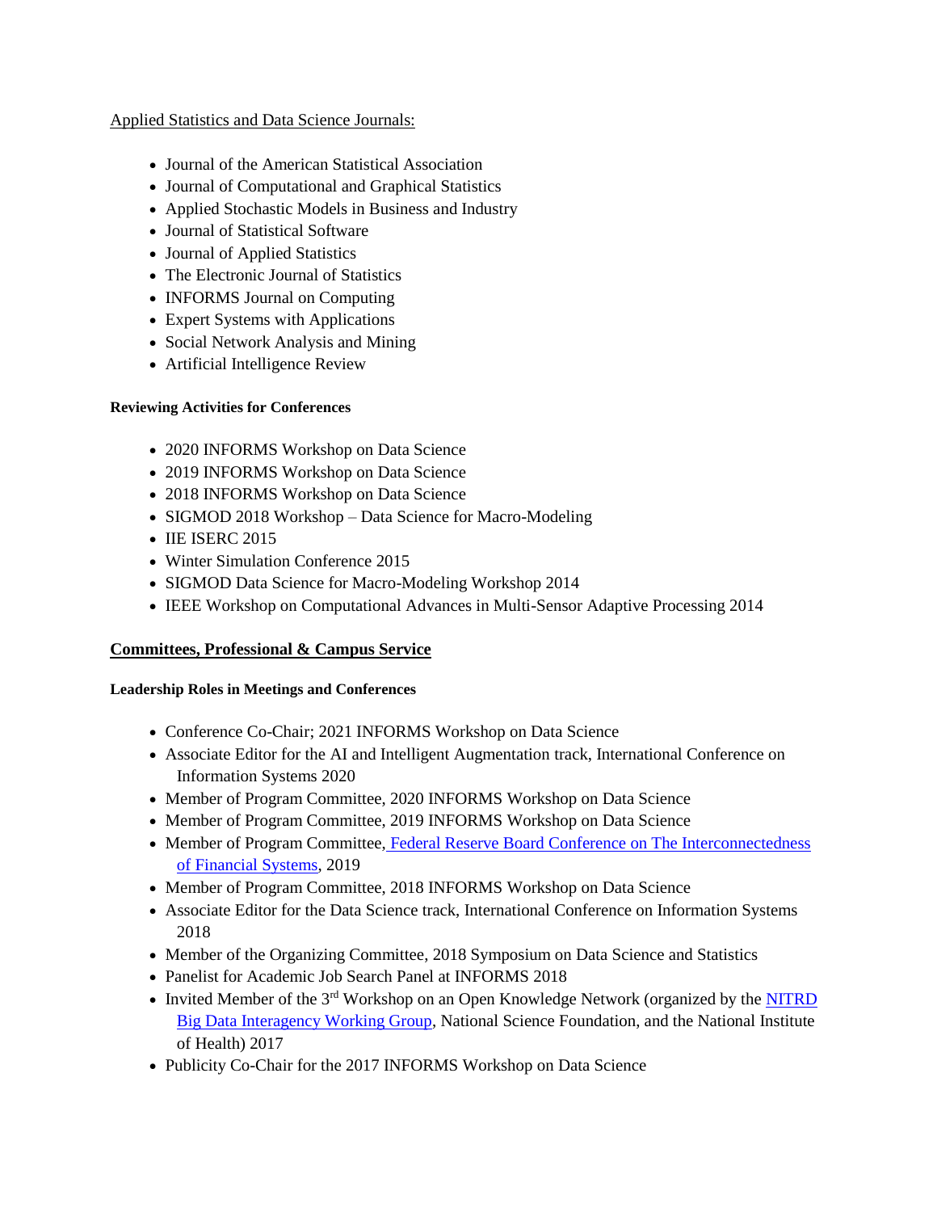Applied Statistics and Data Science Journals:

- Journal of the American Statistical Association
- Journal of Computational and Graphical Statistics
- Applied Stochastic Models in Business and Industry
- Journal of Statistical Software
- Journal of Applied Statistics
- The Electronic Journal of Statistics
- INFORMS Journal on Computing
- Expert Systems with Applications
- Social Network Analysis and Mining
- Artificial Intelligence Review

**Reviewing Activities for Conferences**

- 2020 INFORMS Workshop on Data Science
- 2019 INFORMS Workshop on Data Science
- 2018 INFORMS Workshop on Data Science
- SIGMOD 2018 Workshop – Data Science for Macro-Modeling
- IIE ISERC 2015
- Winter Simulation Conference 2015
- SIGMOD Data Science for Macro-Modeling Workshop 2014
- IEEE Workshop on Computational Advances in Multi-Sensor Adaptive Processing 2014

## Committees, Professional & Campus Service

**Leadership Roles in Meetings and Conferences**

- Conference Co-Chair; 2021 INFORMS Workshop on Data Science
- Associate Editor for the AI and Intelligent Augmentation track, International Conference on Information Systems 2020
- Member of Program Committee, 2020 INFORMS Workshop on Data Science
- Member of Program Committee, 2019 INFORMS Workshop on Data Science
- Member of Program Committee, Federal Reserve Board Conference on The Interconnectedness of Financial Systems, 2019
- Member of Program Committee, 2018 INFORMS Workshop on Data Science
- Associate Editor for the Data Science track, International Conference on Information Systems 2018
- Member of the Organizing Committee, 2018 Symposium on Data Science and Statistics
- Panelist for Academic Job Search Panel at INFORMS 2018
- Invited Member of the 3rd Workshop on an Open Knowledge Network (organized by the NITRD Big Data Interagency Working Group, National Science Foundation, and the National Institute of Health) 2017
- Publicity Co-Chair for the 2017 INFORMS Workshop on Data Science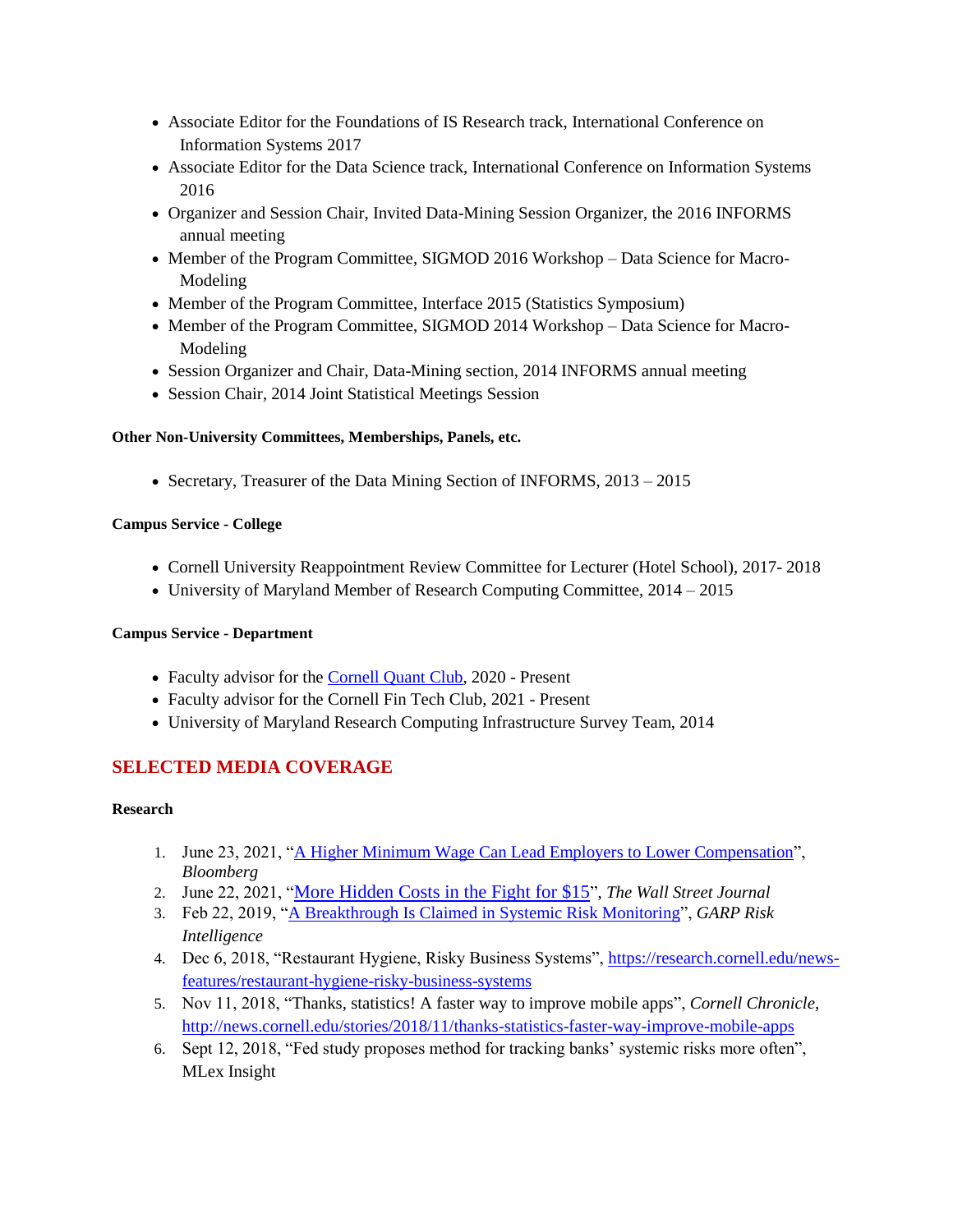- Associate Editor for the Foundations of IS Research track, International Conference on Information Systems 2017
- Associate Editor for the Data Science track, International Conference on Information Systems 2016
- Organizer and Session Chair, Invited Data-Mining Session Organizer, the 2016 INFORMS annual meeting
- Member of the Program Committee, SIGMOD 2016 Workshop – Data Science for Macro-Modeling
- Member of the Program Committee, Interface 2015 (Statistics Symposium)
- Member of the Program Committee, SIGMOD 2014 Workshop – Data Science for Macro-Modeling
- Session Organizer and Chair, Data-Mining section, 2014 INFORMS annual meeting
- Session Chair, 2014 Joint Statistical Meetings Session

**Other Non-University Committees, Memberships, Panels, etc.**

- Secretary, Treasurer of the Data Mining Section of INFORMS, 2013 – 2015

**Campus Service - College**

- Cornell University Reappointment Review Committee for Lecturer (Hotel School), 2017- 2018
- University of Maryland Member of Research Computing Committee, 2014 – 2015

**Campus Service - Department**

- Faculty advisor for the Cornell Quant Club, 2020 - Present
- Faculty advisor for the Cornell Fin Tech Club, 2021 - Present
- University of Maryland Research Computing Infrastructure Survey Team, 2014

## SELECTED MEDIA COVERAGE

**Research**

1. June 23, 2021, "A Higher Minimum Wage Can Lead Employers to Lower Compensation", *Bloomberg*
2. June 22, 2021, "More Hidden Costs in the Fight for $15", *The Wall Street Journal*
3. Feb 22, 2019, "A Breakthrough Is Claimed in Systemic Risk Monitoring", *GARP Risk Intelligence*
4. Dec 6, 2018, "Restaurant Hygiene, Risky Business Systems", https://research.cornell.edu/news-features/restaurant-hygiene-risky-business-systems
5. Nov 11, 2018, "Thanks, statistics! A faster way to improve mobile apps", *Cornell Chronicle*, http://news.cornell.edu/stories/2018/11/thanks-statistics-faster-way-improve-mobile-apps
6. Sept 12, 2018, "Fed study proposes method for tracking banks' systemic risks more often", MLex Insight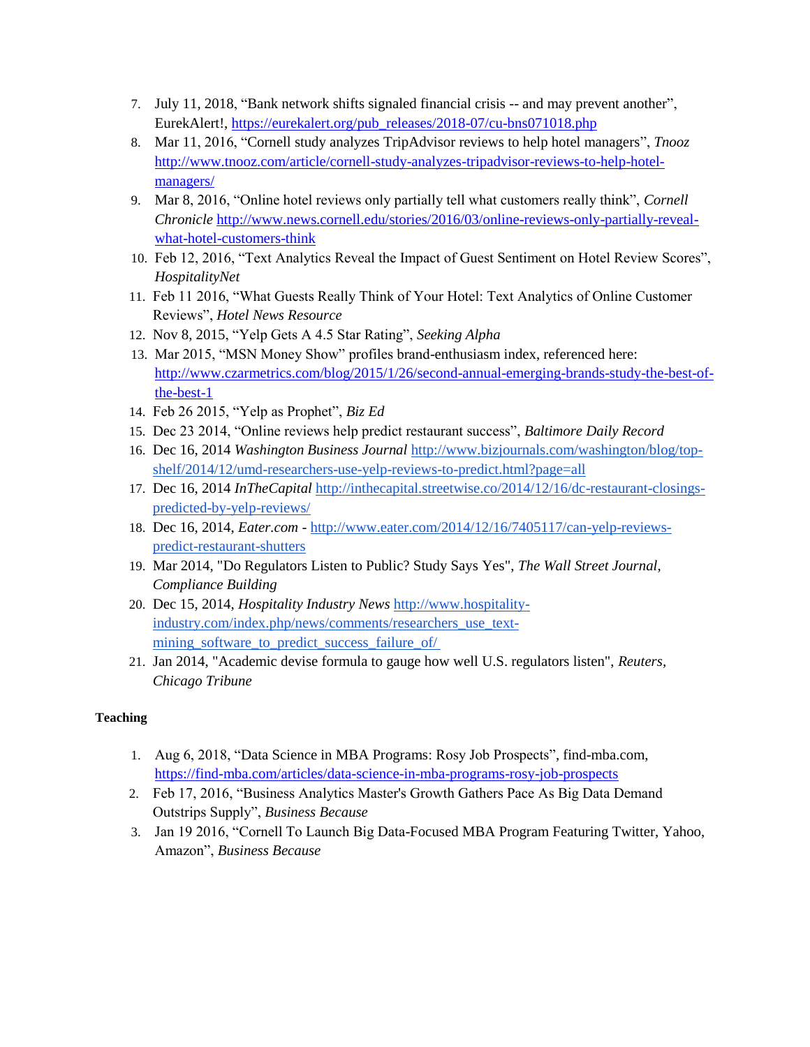7. July 11, 2018, “Bank network shifts signaled financial crisis -- and may prevent another”, EurekAlert!, https://eurekalert.org/pub_releases/2018-07/cu-bns071018.php
8. Mar 11, 2016, “Cornell study analyzes TripAdvisor reviews to help hotel managers”, *Tnooz* http://www.tnooz.com/article/cornell-study-analyzes-tripadvisor-reviews-to-help-hotel-managers/
9. Mar 8, 2016, “Online hotel reviews only partially tell what customers really think”, *Cornell Chronicle* http://www.news.cornell.edu/stories/2016/03/online-reviews-only-partially-reveal-what-hotel-customers-think
10. Feb 12, 2016, “Text Analytics Reveal the Impact of Guest Sentiment on Hotel Review Scores”, *HospitalityNet*
11. Feb 11 2016, “What Guests Really Think of Your Hotel: Text Analytics of Online Customer Reviews”, *Hotel News Resource*
12. Nov 8, 2015, “Yelp Gets A 4.5 Star Rating”, *Seeking Alpha*
13. Mar 2015, “MSN Money Show” profiles brand-enthusiasm index, referenced here: http://www.czarmetrics.com/blog/2015/1/26/second-annual-emerging-brands-study-the-best-of-the-best-1
14. Feb 26 2015, “Yelp as Prophet”, *Biz Ed*
15. Dec 23 2014, “Online reviews help predict restaurant success”, *Baltimore Daily Record*
16. Dec 16, 2014 *Washington Business Journal* http://www.bizjournals.com/washington/blog/top-shelf/2014/12/umd-researchers-use-yelp-reviews-to-predict.html?page=all
17. Dec 16, 2014 *InTheCapital* http://inthecapital.streetwise.co/2014/12/16/dc-restaurant-closings-predicted-by-yelp-reviews/
18. Dec 16, 2014, *Eater.com* - http://www.eater.com/2014/12/16/7405117/can-yelp-reviews-predict-restaurant-shutters
19. Mar 2014, "Do Regulators Listen to Public? Study Says Yes", *The Wall Street Journal, Compliance Building*
20. Dec 15, 2014, *Hospitality Industry News* http://www.hospitality-industry.com/index.php/news/comments/researchers_use_text-mining_software_to_predict_success_failure_of/
21. Jan 2014, "Academic devise formula to gauge how well U.S. regulators listen", *Reuters, Chicago Tribune*

**Teaching**

1. Aug 6, 2018, “Data Science in MBA Programs: Rosy Job Prospects”, find-mba.com, https://find-mba.com/articles/data-science-in-mba-programs-rosy-job-prospects
2. Feb 17, 2016, “Business Analytics Master's Growth Gathers Pace As Big Data Demand Outstrips Supply”, *Business Because*
3. Jan 19 2016, “Cornell To Launch Big Data-Focused MBA Program Featuring Twitter, Yahoo, Amazon”, *Business Because*